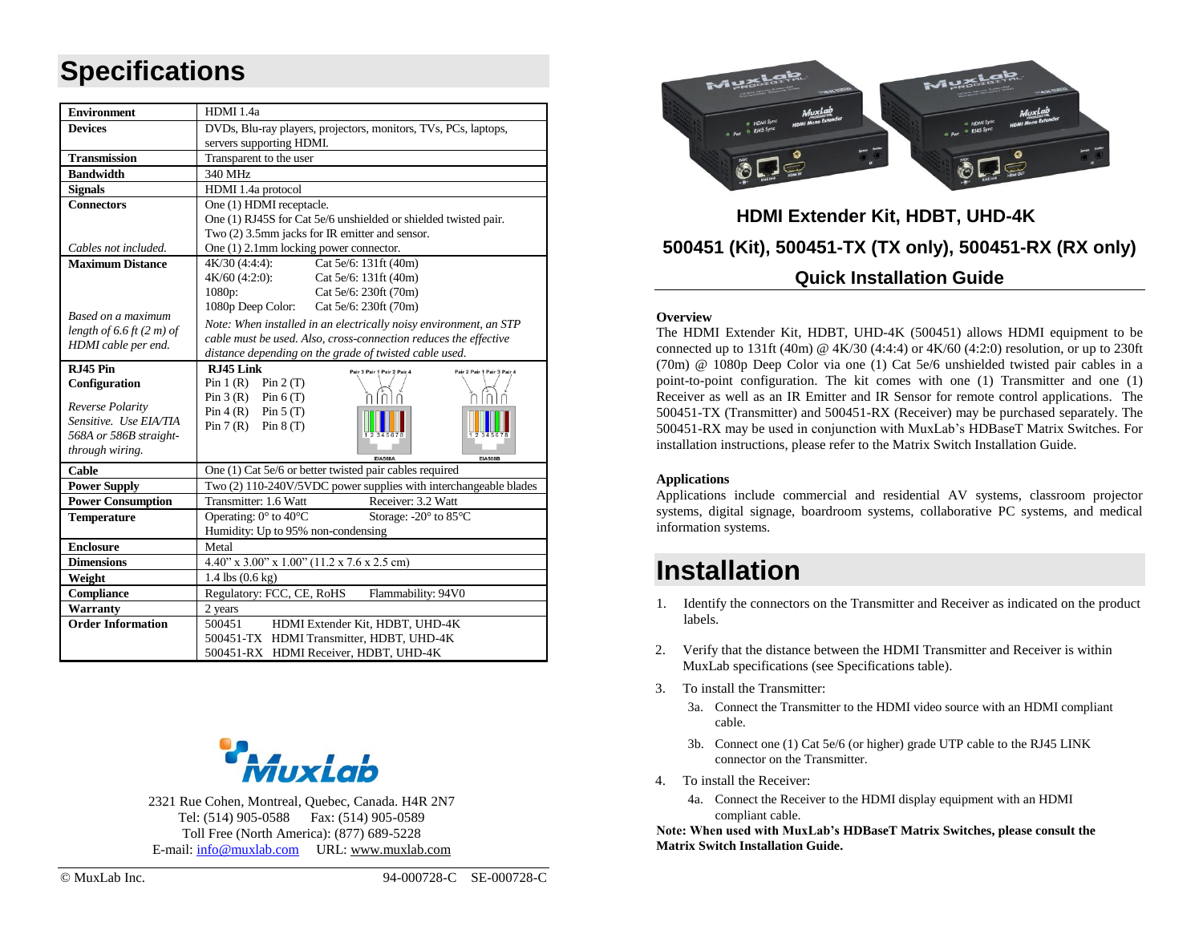# Specifications

| | |
|---|---|
| **Environment** | HDMI 1.4a |
| **Devices** | DVDs, Blu-ray players, projectors, monitors, TVs, PCs, laptops, servers supporting HDMI. |
| **Transmission** | Transparent to the user |
| **Bandwidth** | 340 MHz |
| **Signals** | HDMI 1.4a protocol |
| **Connectors**<br><br>*Cables not included.* | One (1) HDMI receptacle.<br>One (1) RJ45S for Cat 5e/6 unshielded or shielded twisted pair.<br>Two (2) 3.5mm jacks for IR emitter and sensor.<br>One (1) 2.1mm locking power connector. |
| **Maximum Distance**<br><br>*Based on a maximum length of 6.6 ft (2 m) of HDMI cable per end.* | 4K/30 (4:4:4): Cat 5e/6: 131ft (40m)<br>4K/60 (4:2:0): Cat 5e/6: 131ft (40m)<br>1080p: Cat 5e/6: 230ft (70m)<br>1080p Deep Color: Cat 5e/6: 230ft (70m)<br>*Note: When installed in an electrically noisy environment, an STP cable must be used. Also, cross-connection reduces the effective distance depending on the grade of twisted cable used.* |
| **RJ45 Pin Configuration**<br><br>*Reverse Polarity Sensitive. Use EIA/TIA 568A or 586B straight-through wiring.* | **RJ45 Link**<br>Pin 1 (R) Pin 2 (T)<br>Pin 3 (R) Pin 6 (T)<br>Pin 4 (R) Pin 5 (T)<br>Pin 7 (R) Pin 8 (T)<br>EIA568A EIA568B |
| **Cable** | One (1) Cat 5e/6 or better twisted pair cables required |
| **Power Supply** | Two (2) 110-240V/5VDC power supplies with interchangeable blades |
| **Power Consumption** | Transmitter: 1.6 Watt Receiver: 3.2 Watt |
| **Temperature** | Operating: 0° to 40°C Storage: -20° to 85°C<br>Humidity: Up to 95% non-condensing |
| **Enclosure** | Metal |
| **Dimensions** | 4.40" x 3.00" x 1.00" (11.2 x 7.6 x 2.5 cm) |
| **Weight** | 1.4 lbs (0.6 kg) |
| **Compliance** | Regulatory: FCC, CE, RoHS Flammability: 94V0 |
| **Warranty** | 2 years |
| **Order Information** | 500451 HDMI Extender Kit, HDBT, UHD-4K<br>500451-TX HDMI Transmitter, HDBT, UHD-4K<br>500451-RX HDMI Receiver, HDBT, UHD-4K |

MuxLab

2321 Rue Cohen, Montreal, Quebec, Canada. H4R 2N7
Tel: (514) 905-0588 Fax: (514) 905-0589
Toll Free (North America): (877) 689-5228
E-mail: info@muxlab.com URL: www.muxlab.com

© MuxLab Inc. 94-000728-C SE-000728-C

## HDMI Extender Kit, HDBT, UHD-4K

## 500451 (Kit), 500451-TX (TX only), 500451-RX (RX only)

## Quick Installation Guide

**Overview**

The HDMI Extender Kit, HDBT, UHD-4K (500451) allows HDMI equipment to be connected up to 131ft (40m) @ 4K/30 (4:4:4) or 4K/60 (4:2:0) resolution, or up to 230ft (70m) @ 1080p Deep Color via one (1) Cat 5e/6 unshielded twisted pair cables in a point-to-point configuration. The kit comes with one (1) Transmitter and one (1) Receiver as well as an IR Emitter and IR Sensor for remote control applications. The 500451-TX (Transmitter) and 500451-RX (Receiver) may be purchased separately. The 500451-RX may be used in conjunction with MuxLab's HDBaseT Matrix Switches. For installation instructions, please refer to the Matrix Switch Installation Guide.

**Applications**

Applications include commercial and residential AV systems, classroom projector systems, digital signage, boardroom systems, collaborative PC systems, and medical information systems.

# Installation

1. Identify the connectors on the Transmitter and Receiver as indicated on the product labels.
2. Verify that the distance between the HDMI Transmitter and Receiver is within MuxLab specifications (see Specifications table).
3. To install the Transmitter:
   - 3a. Connect the Transmitter to the HDMI video source with an HDMI compliant cable.
   - 3b. Connect one (1) Cat 5e/6 (or higher) grade UTP cable to the RJ45 LINK connector on the Transmitter.
4. To install the Receiver:
   - 4a. Connect the Receiver to the HDMI display equipment with an HDMI compliant cable.

**Note: When used with MuxLab's HDBaseT Matrix Switches, please consult the Matrix Switch Installation Guide.**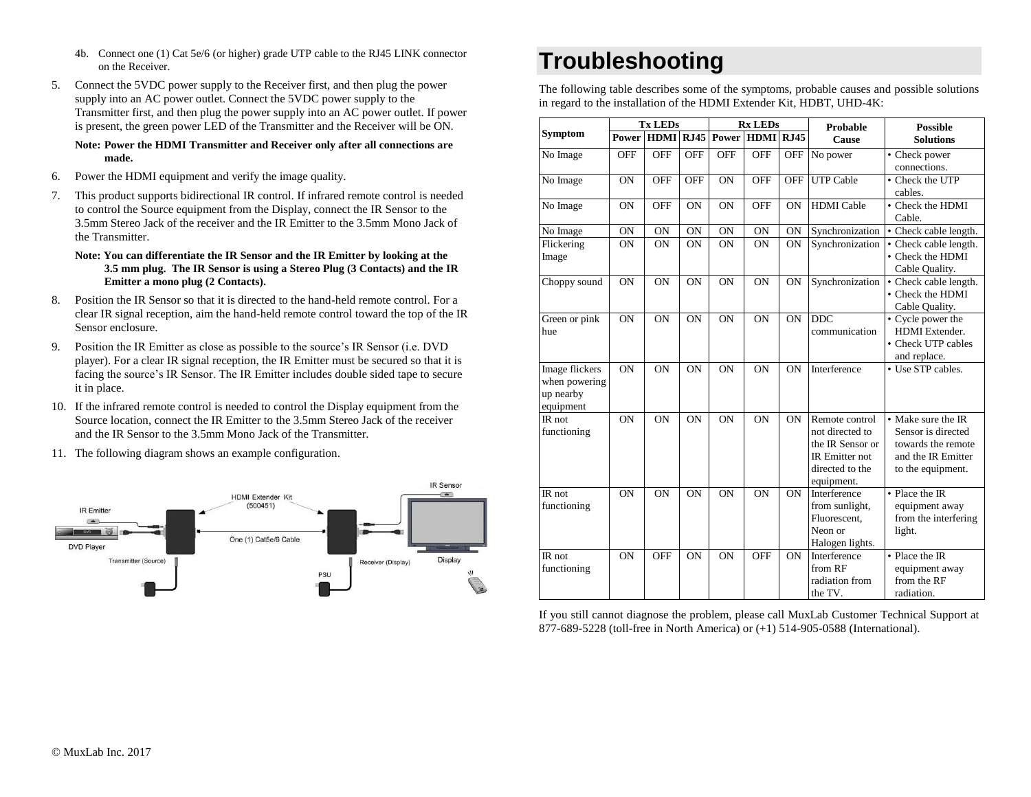4b. Connect one (1) Cat 5e/6 (or higher) grade UTP cable to the RJ45 LINK connector on the Receiver.

5. Connect the 5VDC power supply to the Receiver first, and then plug the power supply into an AC power outlet. Connect the 5VDC power supply to the Transmitter first, and then plug the power supply into an AC power outlet. If power is present, the green power LED of the Transmitter and the Receiver will be ON.

   **Note: Power the HDMI Transmitter and Receiver only after all connections are made.**

6. Power the HDMI equipment and verify the image quality.

7. This product supports bidirectional IR control. If infrared remote control is needed to control the Source equipment from the Display, connect the IR Sensor to the 3.5mm Stereo Jack of the receiver and the IR Emitter to the 3.5mm Mono Jack of the Transmitter.

   **Note: You can differentiate the IR Sensor and the IR Emitter by looking at the 3.5 mm plug. The IR Sensor is using a Stereo Plug (3 Contacts) and the IR Emitter a mono plug (2 Contacts).**

8. Position the IR Sensor so that it is directed to the hand-held remote control. For a clear IR signal reception, aim the hand-held remote control toward the top of the IR Sensor enclosure.

9. Position the IR Emitter as close as possible to the source's IR Sensor (i.e. DVD player). For a clear IR signal reception, the IR Emitter must be secured so that it is facing the source's IR Sensor. The IR Emitter includes double sided tape to secure it in place.

10. If the infrared remote control is needed to control the Display equipment from the Source location, connect the IR Emitter to the 3.5mm Stereo Jack of the receiver and the IR Sensor to the 3.5mm Mono Jack of the Transmitter.

11. The following diagram shows an example configuration.

IR Sensor
HDMI Extender Kit (500451)
IR Emitter
DVD Player
One (1) Cat5e/6 Cable
Transmitter (Source)
Receiver (Display)
Display
PSU

© MuxLab Inc. 2017

# Troubleshooting

The following table describes some of the symptoms, probable causes and possible solutions in regard to the installation of the HDMI Extender Kit, HDBT, UHD-4K:

| Symptom | Tx LEDs | | | Rx LEDs | | | Probable Cause | Possible Solutions |
|---|---|---|---|---|---|---|---|---|
| | Power | HDMI | RJ45 | Power | HDMI | RJ45 | | |
| No Image | OFF | OFF | OFF | OFF | OFF | OFF | No power | • Check power connections. |
| No Image | ON | OFF | OFF | ON | OFF | OFF | UTP Cable | • Check the UTP cables. |
| No Image | ON | OFF | ON | ON | OFF | ON | HDMI Cable | • Check the HDMI Cable. |
| No Image | ON | ON | ON | ON | ON | ON | Synchronization | • Check cable length. |
| Flickering Image | ON | ON | ON | ON | ON | ON | Synchronization | • Check cable length. • Check the HDMI Cable Quality. |
| Choppy sound | ON | ON | ON | ON | ON | ON | Synchronization | • Check cable length. • Check the HDMI Cable Quality. |
| Green or pink hue | ON | ON | ON | ON | ON | ON | DDC communication | • Cycle power the HDMI Extender. • Check UTP cables and replace. |
| Image flickers when powering up nearby equipment | ON | ON | ON | ON | ON | ON | Interference | • Use STP cables. |
| IR not functioning | ON | ON | ON | ON | ON | ON | Remote control not directed to the IR Sensor or IR Emitter not directed to the equipment. | • Make sure the IR Sensor is directed towards the remote and the IR Emitter to the equipment. |
| IR not functioning | ON | ON | ON | ON | ON | ON | Interference from sunlight, Fluorescent, Neon or Halogen lights. | • Place the IR equipment away from the interfering light. |
| IR not functioning | ON | OFF | ON | ON | OFF | ON | Interference from RF radiation from the TV. | • Place the IR equipment away from the RF radiation. |

If you still cannot diagnose the problem, please call MuxLab Customer Technical Support at 877-689-5228 (toll-free in North America) or (+1) 514-905-0588 (International).